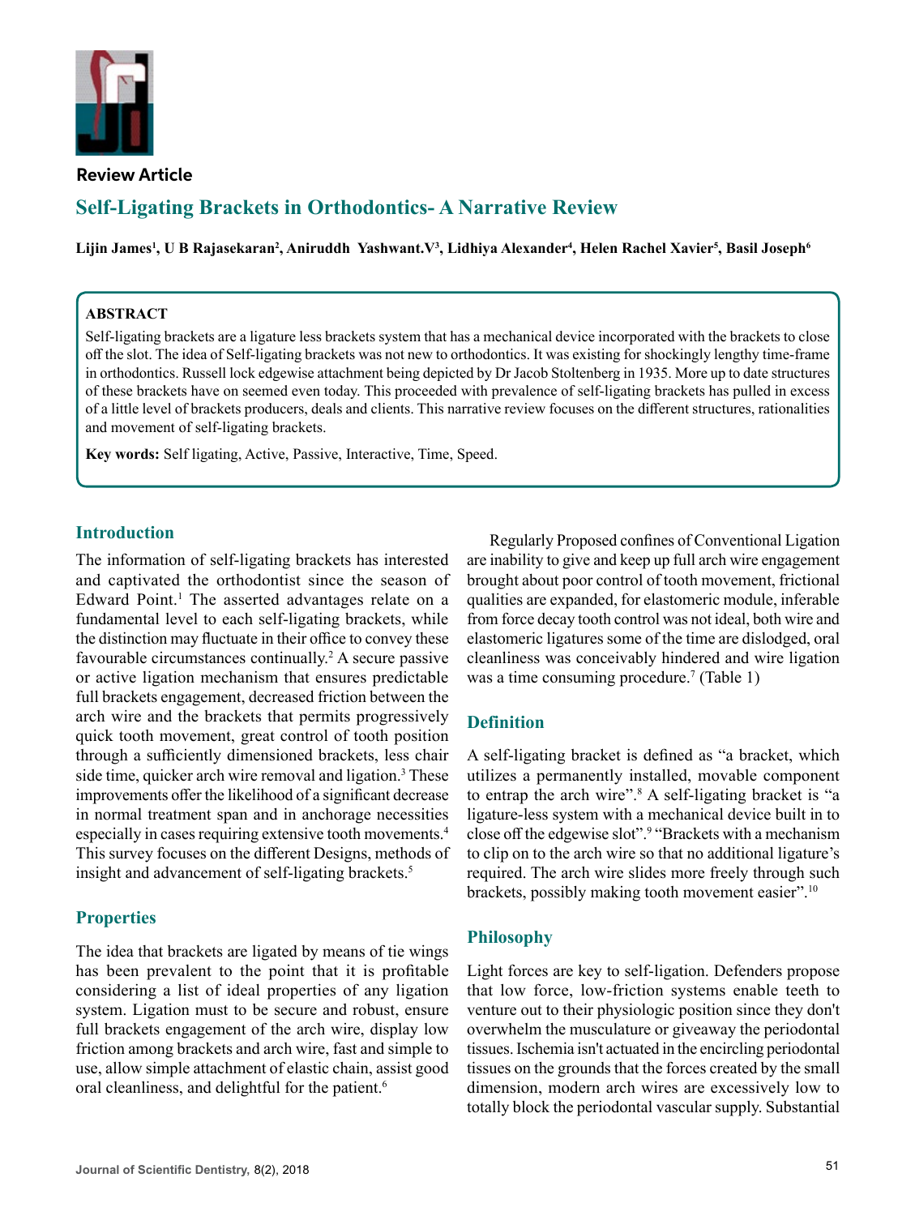Review Article

# Self-Ligating Brackets in Orthodontics- A Narrative Review

**Lijin James[1], U B Rajasekaran[2], Aniruddh Yashwant.V[3], Lidhiya Alexander[4], Helen Rachel Xavier[5], Basil Joseph[6]**

## ABSTRACT

Self-ligating brackets are a ligature less brackets system that has a mechanical device incorporated with the brackets to close off the slot. The idea of Self-ligating brackets was not new to orthodontics. It was existing for shockingly lengthy time-frame in orthodontics. Russell lock edgewise attachment being depicted by Dr Jacob Stoltenberg in 1935. More up to date structures of these brackets have on seemed even today. This proceeded with prevalence of self-ligating brackets has pulled in excess of a little level of brackets producers, deals and clients. This narrative review focuses on the different structures, rationalities and movement of self-ligating brackets.

**Key words:** Self ligating, Active, Passive, Interactive, Time, Speed.

## Introduction

The information of self-ligating brackets has interested and captivated the orthodontist since the season of Edward Point.[1] The asserted advantages relate on a fundamental level to each self-ligating brackets, while the distinction may fluctuate in their office to convey these favourable circumstances continually.[2] A secure passive or active ligation mechanism that ensures predictable full brackets engagement, decreased friction between the arch wire and the brackets that permits progressively quick tooth movement, great control of tooth position through a sufficiently dimensioned brackets, less chair side time, quicker arch wire removal and ligation.[3] These improvements offer the likelihood of a significant decrease in normal treatment span and in anchorage necessities especially in cases requiring extensive tooth movements.[4] This survey focuses on the different Designs, methods of insight and advancement of self-ligating brackets.[5]

## Properties

The idea that brackets are ligated by means of tie wings has been prevalent to the point that it is profitable considering a list of ideal properties of any ligation system. Ligation must to be secure and robust, ensure full brackets engagement of the arch wire, display low friction among brackets and arch wire, fast and simple to use, allow simple attachment of elastic chain, assist good oral cleanliness, and delightful for the patient.[6]

Regularly Proposed confines of Conventional Ligation are inability to give and keep up full arch wire engagement brought about poor control of tooth movement, frictional qualities are expanded, for elastomeric module, inferable from force decay tooth control was not ideal, both wire and elastomeric ligatures some of the time are dislodged, oral cleanliness was conceivably hindered and wire ligation was a time consuming procedure.[7] (Table 1)

## Definition

A self-ligating bracket is defined as "a bracket, which utilizes a permanently installed, movable component to entrap the arch wire".[8] A self-ligating bracket is "a ligature-less system with a mechanical device built in to close off the edgewise slot".[9] "Brackets with a mechanism to clip on to the arch wire so that no additional ligature's required. The arch wire slides more freely through such brackets, possibly making tooth movement easier".[10]

## Philosophy

Light forces are key to self-ligation. Defenders propose that low force, low-friction systems enable teeth to venture out to their physiologic position since they don't overwhelm the musculature or giveaway the periodontal tissues. Ischemia isn't actuated in the encircling periodontal tissues on the grounds that the forces created by the small dimension, modern arch wires are excessively low to totally block the periodontal vascular supply. Substantial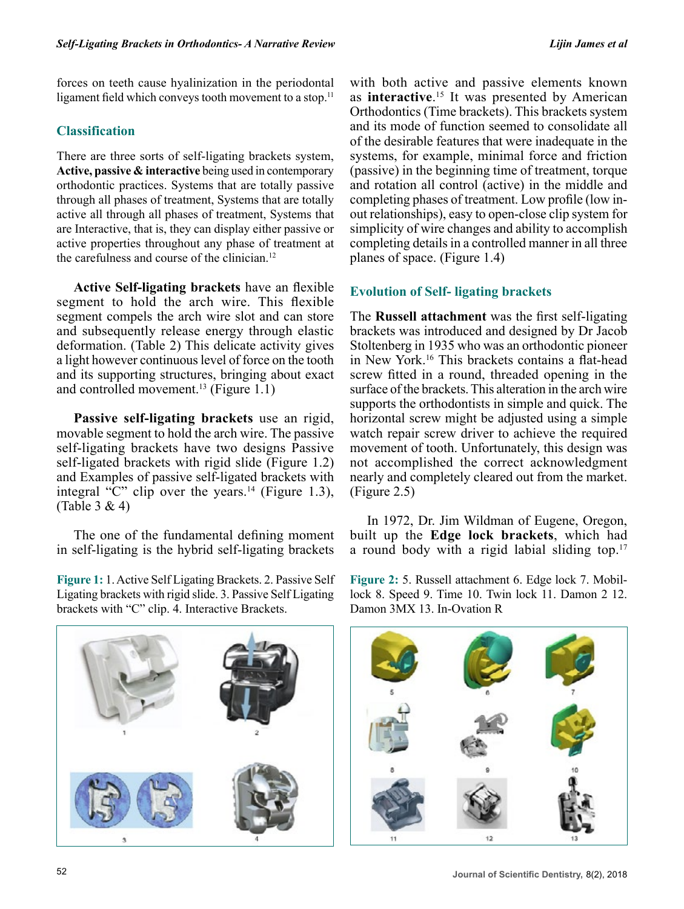forces on teeth cause hyalinization in the periodontal ligament field which conveys tooth movement to a stop.[11]

## Classification

There are three sorts of self-ligating brackets system, **Active, passive & interactive** being used in contemporary orthodontic practices. Systems that are totally passive through all phases of treatment, Systems that are totally active all through all phases of treatment, Systems that are Interactive, that is, they can display either passive or active properties throughout any phase of treatment at the carefulness and course of the clinician.[12]

**Active Self-ligating brackets** have an flexible segment to hold the arch wire. This flexible segment compels the arch wire slot and can store and subsequently release energy through elastic deformation. (Table 2) This delicate activity gives a light however continuous level of force on the tooth and its supporting structures, bringing about exact and controlled movement.[13] (Figure 1.1)

**Passive self-ligating brackets** use an rigid, movable segment to hold the arch wire. The passive self-ligating brackets have two designs Passive self-ligated brackets with rigid slide (Figure 1.2) and Examples of passive self-ligated brackets with integral "C" clip over the years.[14] (Figure 1.3), (Table 3 & 4)

The one of the fundamental defining moment in self-ligating is the hybrid self-ligating brackets with both active and passive elements known as **interactive**.[15] It was presented by American Orthodontics (Time brackets). This brackets system and its mode of function seemed to consolidate all of the desirable features that were inadequate in the systems, for example, minimal force and friction (passive) in the beginning time of treatment, torque and rotation all control (active) in the middle and completing phases of treatment. Low profile (low in-out relationships), easy to open-close clip system for simplicity of wire changes and ability to accomplish completing details in a controlled manner in all three planes of space. (Figure 1.4)

**Figure 1:** 1. Active Self Ligating Brackets. 2. Passive Self Ligating brackets with rigid slide. 3. Passive Self Ligating brackets with "C" clip. 4. Interactive Brackets.

## Evolution of Self- ligating brackets

The **Russell attachment** was the first self-ligating brackets was introduced and designed by Dr Jacob Stoltenberg in 1935 who was an orthodontic pioneer in New York.[16] This brackets contains a flat-head screw fitted in a round, threaded opening in the surface of the brackets. This alteration in the arch wire supports the orthodontists in simple and quick. The horizontal screw might be adjusted using a simple watch repair screw driver to achieve the required movement of tooth. Unfortunately, this design was not accomplished the correct acknowledgment nearly and completely cleared out from the market. (Figure 2.5)

In 1972, Dr. Jim Wildman of Eugene, Oregon, built up the **Edge lock brackets**, which had a round body with a rigid labial sliding top.[17]

**Figure 2:** 5. Russell attachment 6. Edge lock 7. Mobil-lock 8. Speed 9. Time 10. Twin lock 11. Damon 2 12. Damon 3MX 13. In-Ovation R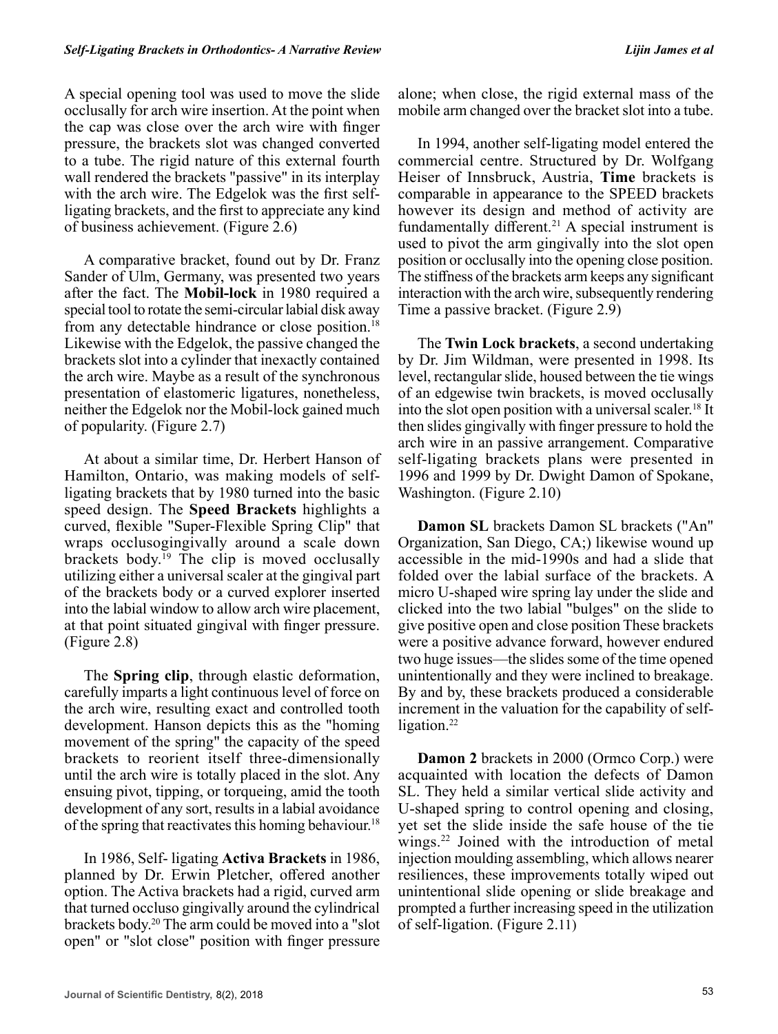A special opening tool was used to move the slide occlusally for arch wire insertion. At the point when the cap was close over the arch wire with finger pressure, the brackets slot was changed converted to a tube. The rigid nature of this external fourth wall rendered the brackets "passive" in its interplay with the arch wire. The Edgelok was the first self-ligating brackets, and the first to appreciate any kind of business achievement. (Figure 2.6)

A comparative bracket, found out by Dr. Franz Sander of Ulm, Germany, was presented two years after the fact. The **Mobil-lock** in 1980 required a special tool to rotate the semi-circular labial disk away from any detectable hindrance or close position.[18] Likewise with the Edgelok, the passive changed the brackets slot into a cylinder that inexactly contained the arch wire. Maybe as a result of the synchronous presentation of elastomeric ligatures, nonetheless, neither the Edgelok nor the Mobil-lock gained much of popularity. (Figure 2.7)

At about a similar time, Dr. Herbert Hanson of Hamilton, Ontario, was making models of self-ligating brackets that by 1980 turned into the basic speed design. The **Speed Brackets** highlights a curved, flexible "Super-Flexible Spring Clip" that wraps occlusogingivally around a scale down brackets body.[19] The clip is moved occlusally utilizing either a universal scaler at the gingival part of the brackets body or a curved explorer inserted into the labial window to allow arch wire placement, at that point situated gingival with finger pressure. (Figure 2.8)

The **Spring clip**, through elastic deformation, carefully imparts a light continuous level of force on the arch wire, resulting exact and controlled tooth development. Hanson depicts this as the "homing movement of the spring" the capacity of the speed brackets to reorient itself three-dimensionally until the arch wire is totally placed in the slot. Any ensuing pivot, tipping, or torqueing, amid the tooth development of any sort, results in a labial avoidance of the spring that reactivates this homing behaviour.[18]

In 1986, Self- ligating **Activa Brackets** in 1986, planned by Dr. Erwin Pletcher, offered another option. The Activa brackets had a rigid, curved arm that turned occluso gingivally around the cylindrical brackets body.[20] The arm could be moved into a "slot open" or "slot close" position with finger pressure alone; when close, the rigid external mass of the mobile arm changed over the bracket slot into a tube.

In 1994, another self-ligating model entered the commercial centre. Structured by Dr. Wolfgang Heiser of Innsbruck, Austria, **Time** brackets is comparable in appearance to the SPEED brackets however its design and method of activity are fundamentally different.[21] A special instrument is used to pivot the arm gingivally into the slot open position or occlusally into the opening close position. The stiffness of the brackets arm keeps any significant interaction with the arch wire, subsequently rendering Time a passive bracket. (Figure 2.9)

The **Twin Lock brackets**, a second undertaking by Dr. Jim Wildman, were presented in 1998. Its level, rectangular slide, housed between the tie wings of an edgewise twin brackets, is moved occlusally into the slot open position with a universal scaler.[18] It then slides gingivally with finger pressure to hold the arch wire in an passive arrangement. Comparative self-ligating brackets plans were presented in 1996 and 1999 by Dr. Dwight Damon of Spokane, Washington. (Figure 2.10)

**Damon SL** brackets Damon SL brackets ("An" Organization, San Diego, CA;) likewise wound up accessible in the mid-1990s and had a slide that folded over the labial surface of the brackets. A micro U-shaped wire spring lay under the slide and clicked into the two labial "bulges" on the slide to give positive open and close position These brackets were a positive advance forward, however endured two huge issues—the slides some of the time opened unintentionally and they were inclined to breakage. By and by, these brackets produced a considerable increment in the valuation for the capability of self-ligation.[22]

**Damon 2** brackets in 2000 (Ormco Corp.) were acquainted with location the defects of Damon SL. They held a similar vertical slide activity and U-shaped spring to control opening and closing, yet set the slide inside the safe house of the tie wings.[22] Joined with the introduction of metal injection moulding assembling, which allows nearer resiliences, these improvements totally wiped out unintentional slide opening or slide breakage and prompted a further increasing speed in the utilization of self-ligation. (Figure 2.11)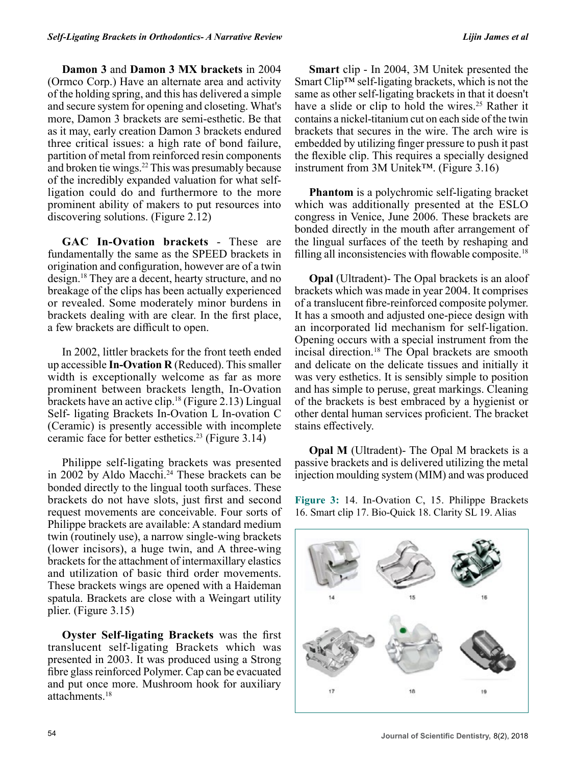**Damon 3** and **Damon 3 MX brackets** in 2004 (Ormco Corp.) Have an alternate area and activity of the holding spring, and this has delivered a simple and secure system for opening and closeting. What's more, Damon 3 brackets are semi-esthetic. Be that as it may, early creation Damon 3 brackets endured three critical issues: a high rate of bond failure, partition of metal from reinforced resin components and broken tie wings.[22] This was presumably because of the incredibly expanded valuation for what self-ligation could do and furthermore to the more prominent ability of makers to put resources into discovering solutions. (Figure 2.12)

**GAC In-Ovation brackets** - These are fundamentally the same as the SPEED brackets in origination and configuration, however are of a twin design.[18] They are a decent, hearty structure, and no breakage of the clips has been actually experienced or revealed. Some moderately minor burdens in brackets dealing with are clear. In the first place, a few brackets are difficult to open.

In 2002, littler brackets for the front teeth ended up accessible **In-Ovation R** (Reduced). This smaller width is exceptionally welcome as far as more prominent between brackets length, In-Ovation brackets have an active clip.[18] (Figure 2.13) Lingual Self- ligating Brackets In-Ovation L In-ovation C (Ceramic) is presently accessible with incomplete ceramic face for better esthetics.[23] (Figure 3.14)

Philippe self-ligating brackets was presented in 2002 by Aldo Macchi.[24] These brackets can be bonded directly to the lingual tooth surfaces. These brackets do not have slots, just first and second request movements are conceivable. Four sorts of Philippe brackets are available: A standard medium twin (routinely use), a narrow single-wing brackets (lower incisors), a huge twin, and A three-wing brackets for the attachment of intermaxillary elastics and utilization of basic third order movements. These brackets wings are opened with a Haideman spatula. Brackets are close with a Weingart utility plier. (Figure 3.15)

**Oyster Self-ligating Brackets** was the first translucent self-ligating Brackets which was presented in 2003. It was produced using a Strong fibre glass reinforced Polymer. Cap can be evacuated and put once more. Mushroom hook for auxiliary attachments.[18]

**Smart** clip - In 2004, 3M Unitek presented the Smart Clip™ self-ligating brackets, which is not the same as other self-ligating brackets in that it doesn't have a slide or clip to hold the wires.[25] Rather it contains a nickel-titanium cut on each side of the twin brackets that secures in the wire. The arch wire is embedded by utilizing finger pressure to push it past the flexible clip. This requires a specially designed instrument from 3M Unitek™. (Figure 3.16)

**Phantom** is a polychromic self-ligating bracket which was additionally presented at the ESLO congress in Venice, June 2006. These brackets are bonded directly in the mouth after arrangement of the lingual surfaces of the teeth by reshaping and filling all inconsistencies with flowable composite.[18]

**Opal** (Ultradent)- The Opal brackets is an aloof brackets which was made in year 2004. It comprises of a translucent fibre-reinforced composite polymer. It has a smooth and adjusted one-piece design with an incorporated lid mechanism for self-ligation. Opening occurs with a special instrument from the incisal direction.[18] The Opal brackets are smooth and delicate on the delicate tissues and initially it was very esthetics. It is sensibly simple to position and has simple to peruse, great markings. Cleaning of the brackets is best embraced by a hygienist or other dental human services proficient. The bracket stains effectively.

**Opal M** (Ultradent)- The Opal M brackets is a passive brackets and is delivered utilizing the metal injection moulding system (MIM) and was produced

**Figure 3:** 14. In-Ovation C, 15. Philippe Brackets 16. Smart clip 17. Bio-Quick 18. Clarity SL 19. Alias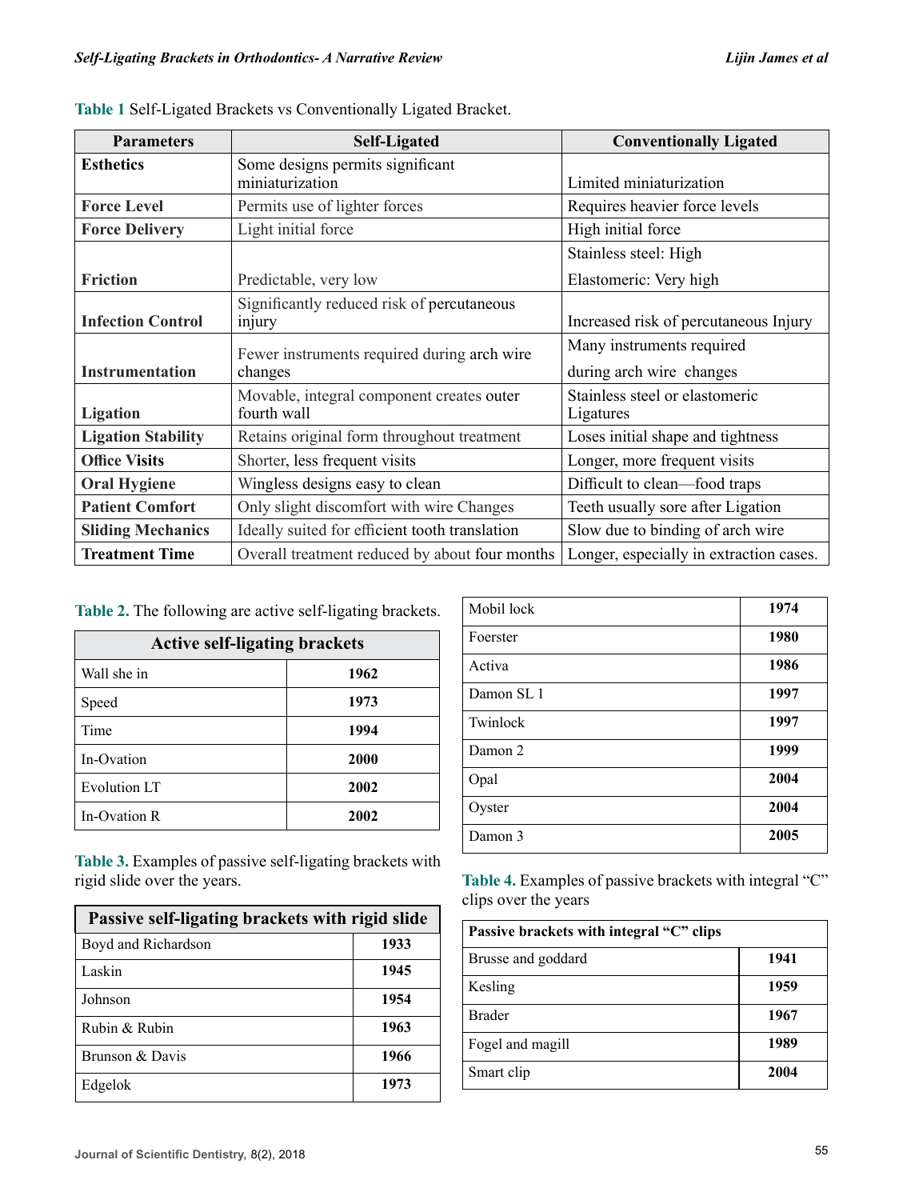**Table 1** Self-Ligated Brackets vs Conventionally Ligated Bracket.

| Parameters | Self-Ligated | Conventionally Ligated |
|---|---|---|
| **Esthetics** | Some designs permits significant miniaturization | Limited miniaturization |
| **Force Level** | Permits use of lighter forces | Requires heavier force levels |
| **Force Delivery** | Light initial force | High initial force |
| **Friction** | Predictable, very low | Stainless steel: High<br>Elastomeric: Very high |
| **Infection Control** | Significantly reduced risk of percutaneous injury | Increased risk of percutaneous Injury |
| **Instrumentation** | Fewer instruments required during arch wire changes | Many instruments required during arch wire changes |
| **Ligation** | Movable, integral component creates outer fourth wall | Stainless steel or elastomeric Ligatures |
| **Ligation Stability** | Retains original form throughout treatment | Loses initial shape and tightness |
| **Office Visits** | Shorter, less frequent visits | Longer, more frequent visits |
| **Oral Hygiene** | Wingless designs easy to clean | Difficult to clean—food traps |
| **Patient Comfort** | Only slight discomfort with wire Changes | Teeth usually sore after Ligation |
| **Sliding Mechanics** | Ideally suited for efficient tooth translation | Slow due to binding of arch wire |
| **Treatment Time** | Overall treatment reduced by about four months | Longer, especially in extraction cases. |

**Table 2.** The following are active self-ligating brackets.

| Active self-ligating brackets | |
|---|---|
| Wall she in | **1962** |
| Speed | **1973** |
| Time | **1994** |
| In-Ovation | **2000** |
| Evolution LT | **2002** |
| In-Ovation R | **2002** |

**Table 3.** Examples of passive self-ligating brackets with rigid slide over the years.

| Passive self-ligating brackets with rigid slide | |
|---|---|
| Boyd and Richardson | **1933** |
| Laskin | **1945** |
| Johnson | **1954** |
| Rubin & Rubin | **1963** |
| Brunson & Davis | **1966** |
| Edgelok | **1973** |
| Mobil lock | **1974** |
| Foerster | **1980** |
| Activa | **1986** |
| Damon SL 1 | **1997** |
| Twinlock | **1997** |
| Damon 2 | **1999** |
| Opal | **2004** |
| Oyster | **2004** |
| Damon 3 | **2005** |

**Table 4.** Examples of passive brackets with integral "C" clips over the years

| Passive brackets with integral "C" clips | |
|---|---|
| Brusse and goddard | **1941** |
| Kesling | **1959** |
| Brader | **1967** |
| Fogel and magill | **1989** |
| Smart clip | **2004** |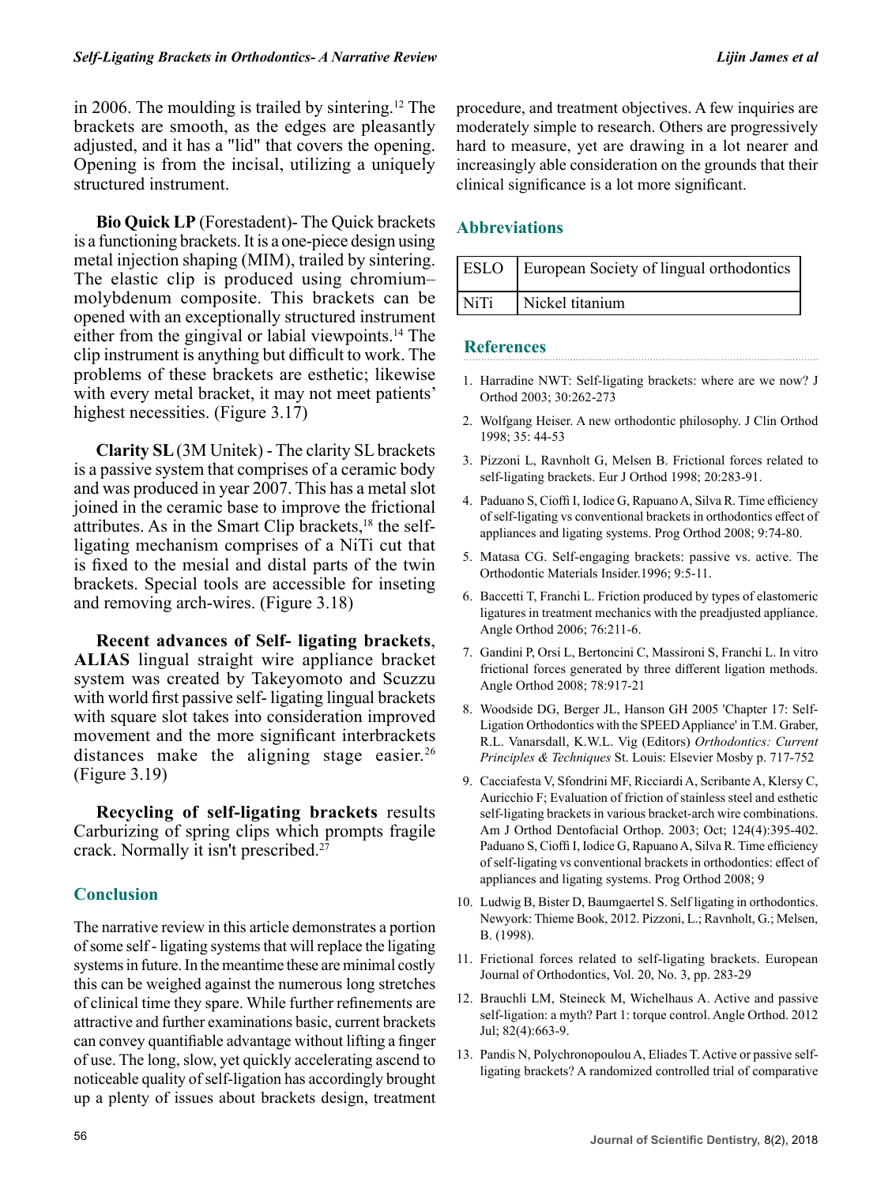in 2006. The moulding is trailed by sintering.[12] The brackets are smooth, as the edges are pleasantly adjusted, and it has a "lid" that covers the opening. Opening is from the incisal, utilizing a uniquely structured instrument.

**Bio Quick LP** (Forestadent)- The Quick brackets is a functioning brackets. It is a one-piece design using metal injection shaping (MIM), trailed by sintering. The elastic clip is produced using chromium–molybdenum composite. This brackets can be opened with an exceptionally structured instrument either from the gingival or labial viewpoints.[14] The clip instrument is anything but difficult to work. The problems of these brackets are esthetic; likewise with every metal bracket, it may not meet patients' highest necessities. (Figure 3.17)

**Clarity SL** (3M Unitek) - The clarity SL brackets is a passive system that comprises of a ceramic body and was produced in year 2007. This has a metal slot joined in the ceramic base to improve the frictional attributes. As in the Smart Clip brackets,[18] the self-ligating mechanism comprises of a NiTi cut that is fixed to the mesial and distal parts of the twin brackets. Special tools are accessible for inseting and removing arch-wires. (Figure 3.18)

**Recent advances of Self- ligating brackets**, **ALIAS** lingual straight wire appliance bracket system was created by Takeyomoto and Scuzzu with world first passive self- ligating lingual brackets with square slot takes into consideration improved movement and the more significant interbrackets distances make the aligning stage easier.[26] (Figure 3.19)

**Recycling of self-ligating brackets** results Carburizing of spring clips which prompts fragile crack. Normally it isn't prescribed.[27]

## Conclusion

The narrative review in this article demonstrates a portion of some self - ligating systems that will replace the ligating systems in future. In the meantime these are minimal costly this can be weighed against the numerous long stretches of clinical time they spare. While further refinements are attractive and further examinations basic, current brackets can convey quantifiable advantage without lifting a finger of use. The long, slow, yet quickly accelerating ascend to noticeable quality of self-ligation has accordingly brought up a plenty of issues about brackets design, treatment procedure, and treatment objectives. A few inquiries are moderately simple to research. Others are progressively hard to measure, yet are drawing in a lot nearer and increasingly able consideration on the grounds that their clinical significance is a lot more significant.

## Abbreviations

| ESLO | European Society of lingual orthodontics |
|---|---|
| NiTi | Nickel titanium |

## References

1. Harradine NWT: Self-ligating brackets: where are we now? J Orthod 2003; 30:262-273
2. Wolfgang Heiser. A new orthodontic philosophy. J Clin Orthod 1998; 35: 44-53
3. Pizzoni L, Ravnholt G, Melsen B. Frictional forces related to self-ligating brackets. Eur J Orthod 1998; 20:283-91.
4. Paduano S, Cioffi I, Iodice G, Rapuano A, Silva R. Time efficiency of self-ligating vs conventional brackets in orthodontics effect of appliances and ligating systems. Prog Orthod 2008; 9:74-80.
5. Matasa CG. Self-engaging brackets: passive vs. active. The Orthodontic Materials Insider.1996; 9:5-11.
6. Baccetti T, Franchi L. Friction produced by types of elastomeric ligatures in treatment mechanics with the preadjusted appliance. Angle Orthod 2006; 76:211-6.
7. Gandini P, Orsi L, Bertoncini C, Massironi S, Franchi L. In vitro frictional forces generated by three different ligation methods. Angle Orthod 2008; 78:917-21
8. Woodside DG, Berger JL, Hanson GH 2005 'Chapter 17: Self-Ligation Orthodontics with the SPEED Appliance' in T.M. Graber, R.L. Vanarsdall, K.W.L. Vig (Editors) *Orthodontics: Current Principles & Techniques* St. Louis: Elsevier Mosby p. 717-752
9. Cacciafesta V, Sfondrini MF, Ricciardi A, Scribante A, Klersy C, Auricchio F; Evaluation of friction of stainless steel and esthetic self-ligating brackets in various bracket-arch wire combinations. Am J Orthod Dentofacial Orthop. 2003; Oct; 124(4):395-402. Paduano S, Cioffi I, Iodice G, Rapuano A, Silva R. Time efficiency of self-ligating vs conventional brackets in orthodontics: effect of appliances and ligating systems. Prog Orthod 2008; 9
10. Ludwig B, Bister D, Baumgaertel S. Self ligating in orthodontics. Newyork: Thieme Book, 2012. Pizzoni, L.; Ravnholt, G.; Melsen, B. (1998).
11. Frictional forces related to self-ligating brackets. European Journal of Orthodontics, Vol. 20, No. 3, pp. 283-29
12. Brauchli LM, Steineck M, Wichelhaus A. Active and passive self-ligation: a myth? Part 1: torque control. Angle Orthod. 2012 Jul; 82(4):663-9.
13. Pandis N, Polychronopoulou A, Eliades T. Active or passive self-ligating brackets? A randomized controlled trial of comparative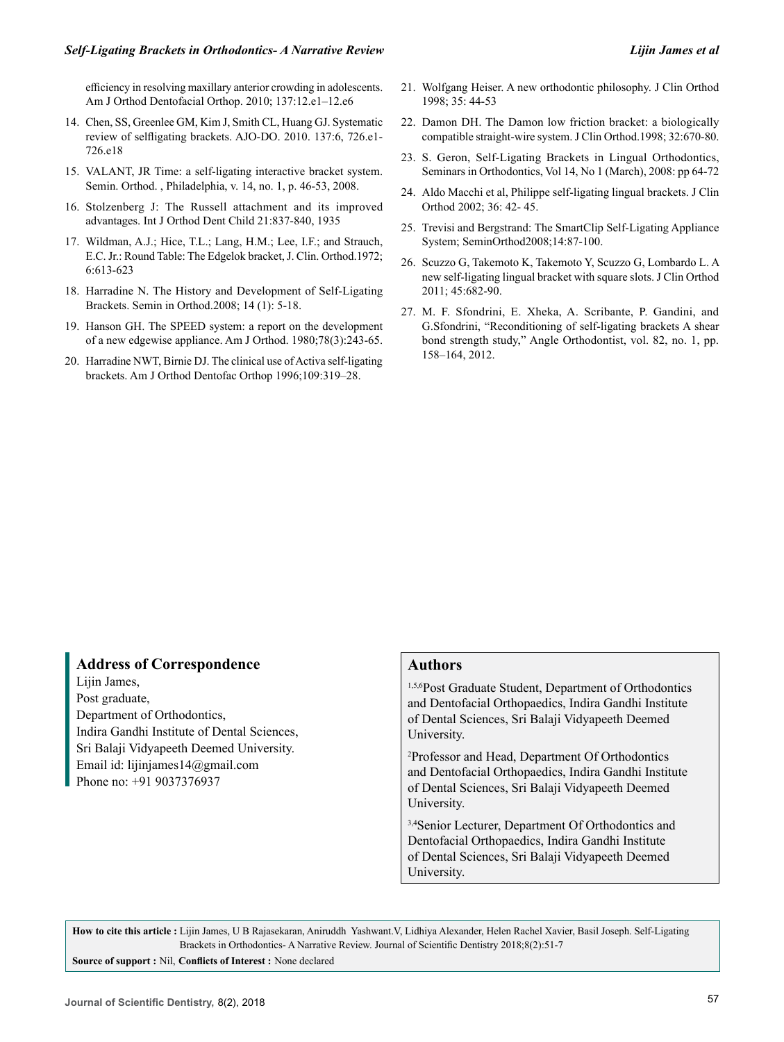efficiency in resolving maxillary anterior crowding in adolescents. Am J Orthod Dentofacial Orthop. 2010; 137:12.e1–12.e6

14. Chen, SS, Greenlee GM, Kim J, Smith CL, Huang GJ. Systematic review of selfligating brackets. AJO-DO. 2010. 137:6, 726.e1-726.e18
15. VALANT, JR Time: a self-ligating interactive bracket system. Semin. Orthod. , Philadelphia, v. 14, no. 1, p. 46-53, 2008.
16. Stolzenberg J: The Russell attachment and its improved advantages. Int J Orthod Dent Child 21:837-840, 1935
17. Wildman, A.J.; Hice, T.L.; Lang, H.M.; Lee, I.F.; and Strauch, E.C. Jr.: Round Table: The Edgelok bracket, J. Clin. Orthod.1972; 6:613-623
18. Harradine N. The History and Development of Self-Ligating Brackets. Semin in Orthod.2008; 14 (1): 5-18.
19. Hanson GH. The SPEED system: a report on the development of a new edgewise appliance. Am J Orthod. 1980;78(3):243-65.
20. Harradine NWT, Birnie DJ. The clinical use of Activa self-ligating brackets. Am J Orthod Dentofac Orthop 1996;109:319–28.
21. Wolfgang Heiser. A new orthodontic philosophy. J Clin Orthod 1998; 35: 44-53
22. Damon DH. The Damon low friction bracket: a biologically compatible straight-wire system. J Clin Orthod.1998; 32:670-80.
23. S. Geron, Self-Ligating Brackets in Lingual Orthodontics, Seminars in Orthodontics, Vol 14, No 1 (March), 2008: pp 64-72
24. Aldo Macchi et al, Philippe self-ligating lingual brackets. J Clin Orthod 2002; 36: 42- 45.
25. Trevisi and Bergstrand: The SmartClip Self-Ligating Appliance System; SeminOrthod2008;14:87-100.
26. Scuzzo G, Takemoto K, Takemoto Y, Scuzzo G, Lombardo L. A new self-ligating lingual bracket with square slots. J Clin Orthod 2011; 45:682-90.
27. M. F. Sfondrini, E. Xheka, A. Scribante, P. Gandini, and G.Sfondrini, "Reconditioning of self-ligating brackets A shear bond strength study," Angle Orthodontist, vol. 82, no. 1, pp. 158–164, 2012.

## Address of Correspondence

Lijin James,
Post graduate,
Department of Orthodontics,
Indira Gandhi Institute of Dental Sciences,
Sri Balaji Vidyapeeth Deemed University.
Email id: lijinjames14@gmail.com
Phone no: +91 9037376937

## Authors

[1,5,6]Post Graduate Student, Department of Orthodontics and Dentofacial Orthopaedics, Indira Gandhi Institute of Dental Sciences, Sri Balaji Vidyapeeth Deemed University.

[2]Professor and Head, Department Of Orthodontics and Dentofacial Orthopaedics, Indira Gandhi Institute of Dental Sciences, Sri Balaji Vidyapeeth Deemed University.

[3,4]Senior Lecturer, Department Of Orthodontics and Dentofacial Orthopaedics, Indira Gandhi Institute of Dental Sciences, Sri Balaji Vidyapeeth Deemed University.

**How to cite this article :** Lijin James, U B Rajasekaran, Aniruddh Yashwant.V, Lidhiya Alexander, Helen Rachel Xavier, Basil Joseph. Self-Ligating Brackets in Orthodontics- A Narrative Review. Journal of Scientific Dentistry 2018;8(2):51-7

**Source of support :** Nil, **Conflicts of Interest :** None declared